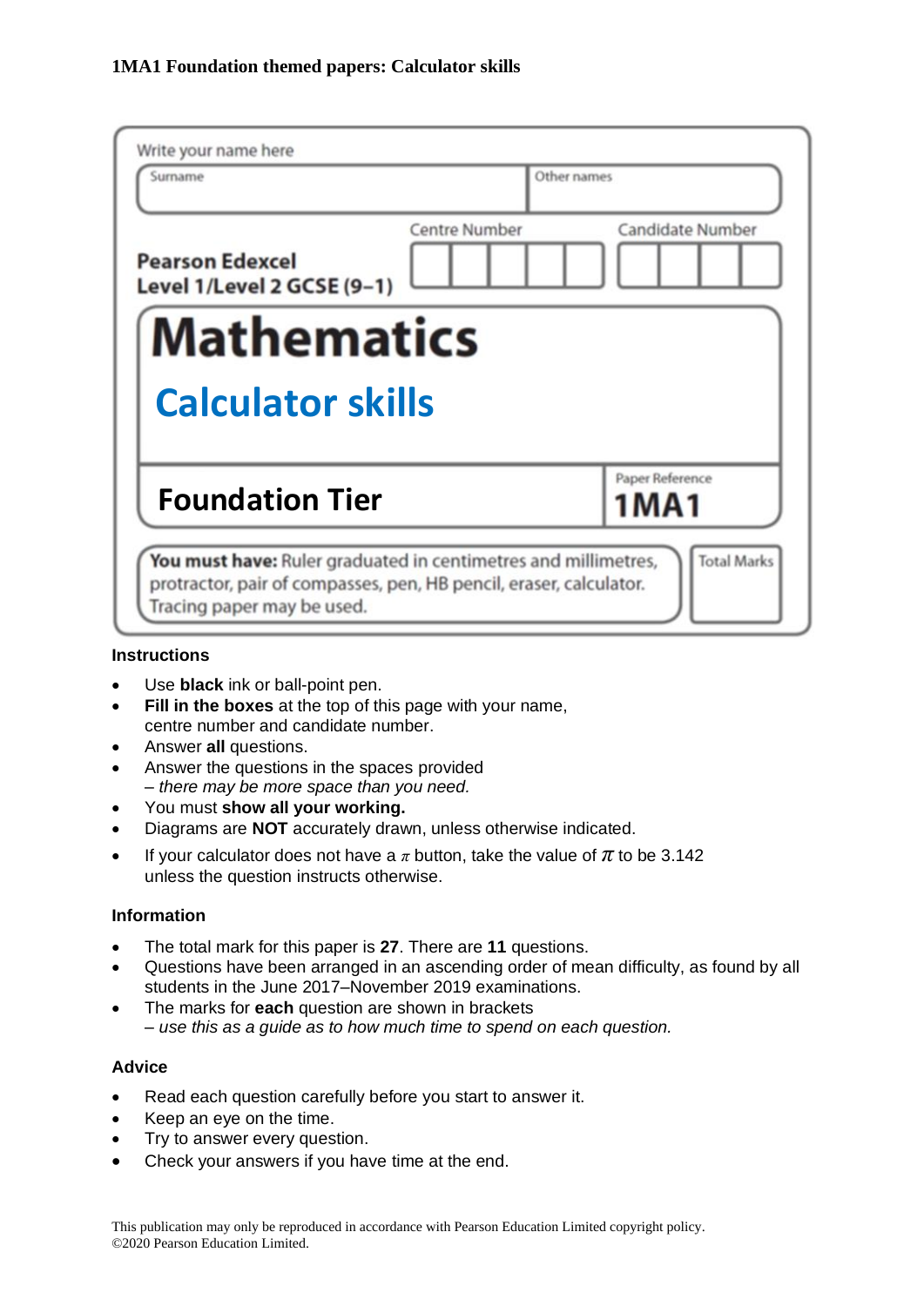**1MA1 Foundation themed papers: Calculator skills**

Write your name here

| Surname | Other names |
|---|---|
| | |

**Pearson Edexcel Level 1/Level 2 GCSE (9–1)**

| Centre Number | Candidate Number |
|---|---|
| | |

# Mathematics

## Calculator skills

**Foundation Tier**

Paper Reference **1MA1**

**You must have:** Ruler graduated in centimetres and millimetres, protractor, pair of compasses, pen, HB pencil, eraser, calculator. Tracing paper may be used.

Total Marks

### Instructions

- Use **black** ink or ball-point pen.
- **Fill in the boxes** at the top of this page with your name, centre number and candidate number.
- Answer **all** questions.
- Answer the questions in the spaces provided
  *– there may be more space than you need.*
- You must **show all your working.**
- Diagrams are **NOT** accurately drawn, unless otherwise indicated.
- If your calculator does not have a $\pi$ button, take the value of $\pi$ to be 3.142 unless the question instructs otherwise.

### Information

- The total mark for this paper is **27**. There are **11** questions.
- Questions have been arranged in an ascending order of mean difficulty, as found by all students in the June 2017–November 2019 examinations.
- The marks for **each** question are shown in brackets
  *– use this as a guide as to how much time to spend on each question.*

### Advice

- Read each question carefully before you start to answer it.
- Keep an eye on the time.
- Try to answer every question.
- Check your answers if you have time at the end.

This publication may only be reproduced in accordance with Pearson Education Limited copyright policy.
©2020 Pearson Education Limited.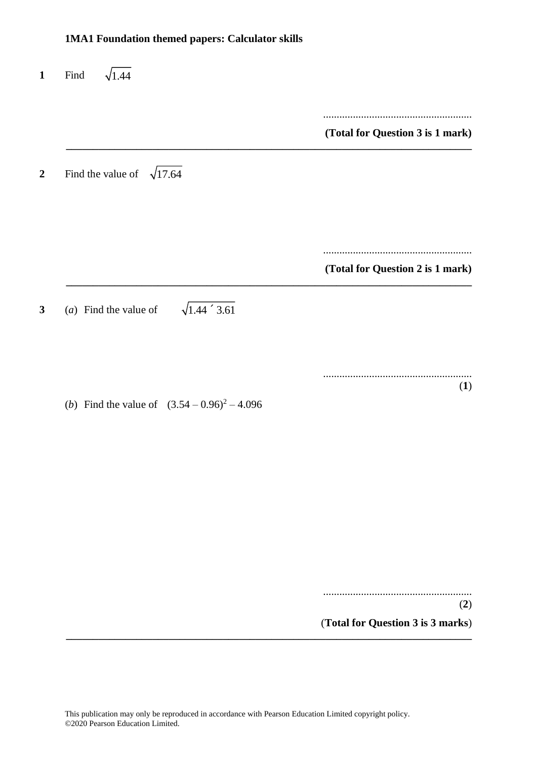**1MA1 Foundation themed papers: Calculator skills**

**1** Find $\sqrt{1.44}$

.......................................................

**(Total for Question 3 is 1 mark)**

---

**2** Find the value of $\sqrt{17.64}$

.......................................................

**(Total for Question 2 is 1 mark)**

---

**3** (*a*) Find the value of $\sqrt{1.44 \times 3.61}$

.......................................................

**(1)**

(*b*) Find the value of $(3.54 - 0.96)^2 - 4.096$

.......................................................

**(2)**

(**Total for Question 3 is 3 marks**)

---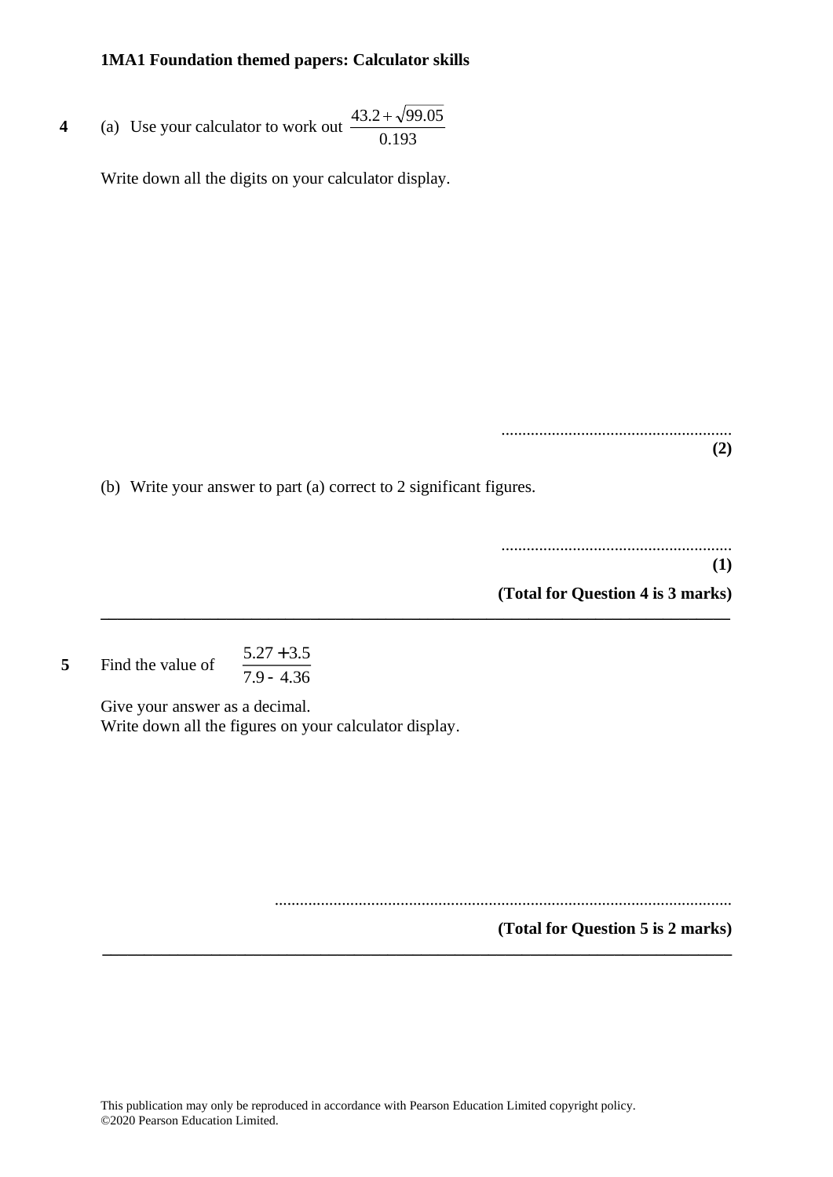**1MA1 Foundation themed papers: Calculator skills**

**4** (a) Use your calculator to work out $\dfrac{43.2 + \sqrt{99.05}}{0.193}$

Write down all the digits on your calculator display.

.......................................................
**(2)**

(b) Write your answer to part (a) correct to 2 significant figures.

.......................................................
**(1)**

**(Total for Question 4 is 3 marks)**

---

**5** Find the value of $\dfrac{5.27 + 3.5}{7.9 - 4.36}$

Give your answer as a decimal.
Write down all the figures on your calculator display.

.............................................................................................................

**(Total for Question 5 is 2 marks)**

---

This publication may only be reproduced in accordance with Pearson Education Limited copyright policy.
©2020 Pearson Education Limited.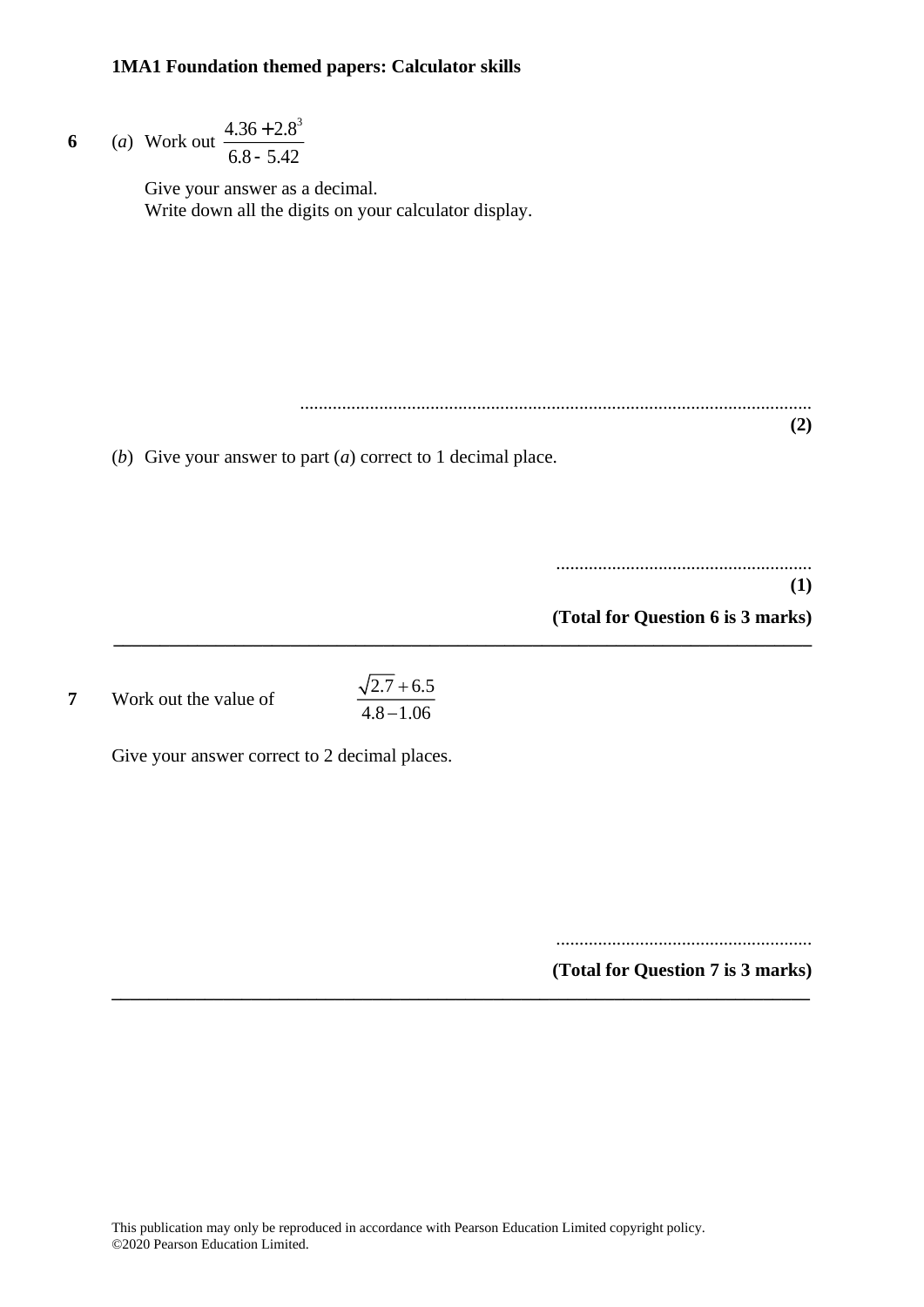**1MA1 Foundation themed papers: Calculator skills**

**6** (*a*) Work out $\frac{4.36 + 2.8^3}{6.8 - 5.42}$

Give your answer as a decimal.
Write down all the digits on your calculator display.

..............................................................................................................
**(2)**

(*b*) Give your answer to part (*a*) correct to 1 decimal place.

.......................................................
**(1)**

**(Total for Question 6 is 3 marks)**

---

**7** Work out the value of $\frac{\sqrt{2.7} + 6.5}{4.8 - 1.06}$

Give your answer correct to 2 decimal places.

.......................................................

**(Total for Question 7 is 3 marks)**

---

This publication may only be reproduced in accordance with Pearson Education Limited copyright policy.
©2020 Pearson Education Limited.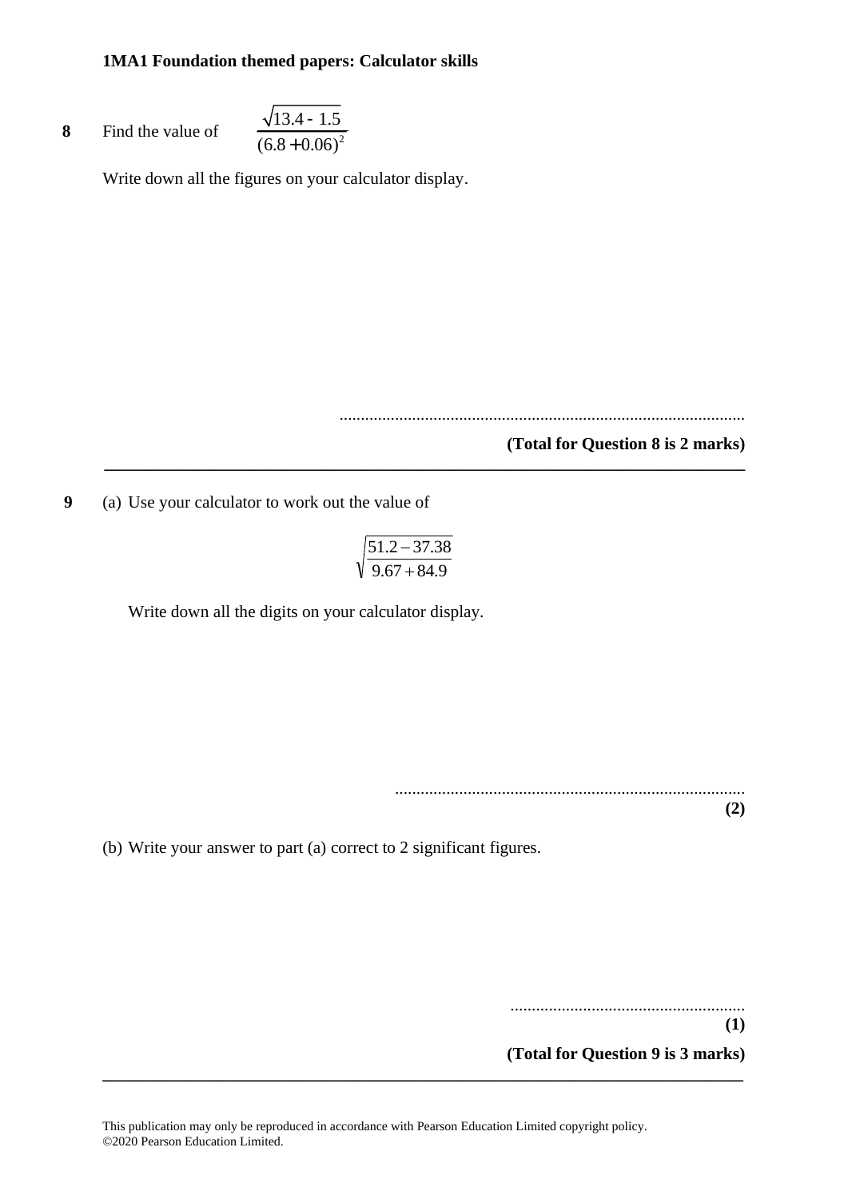**1MA1 Foundation themed papers: Calculator skills**

**8** Find the value of $\dfrac{\sqrt{13.4 - 1.5}}{(6.8 + 0.06)^2}$

Write down all the figures on your calculator display.

..............................................................................................

**(Total for Question 8 is 2 marks)**

---

**9** (a) Use your calculator to work out the value of

$$\sqrt{\frac{51.2 - 37.38}{9.67 + 84.9}}$$

Write down all the digits on your calculator display.

..................................................................................

**(2)**

(b) Write your answer to part (a) correct to 2 significant figures.

.......................................................

**(1)**

**(Total for Question 9 is 3 marks)**

---

This publication may only be reproduced in accordance with Pearson Education Limited copyright policy.
©2020 Pearson Education Limited.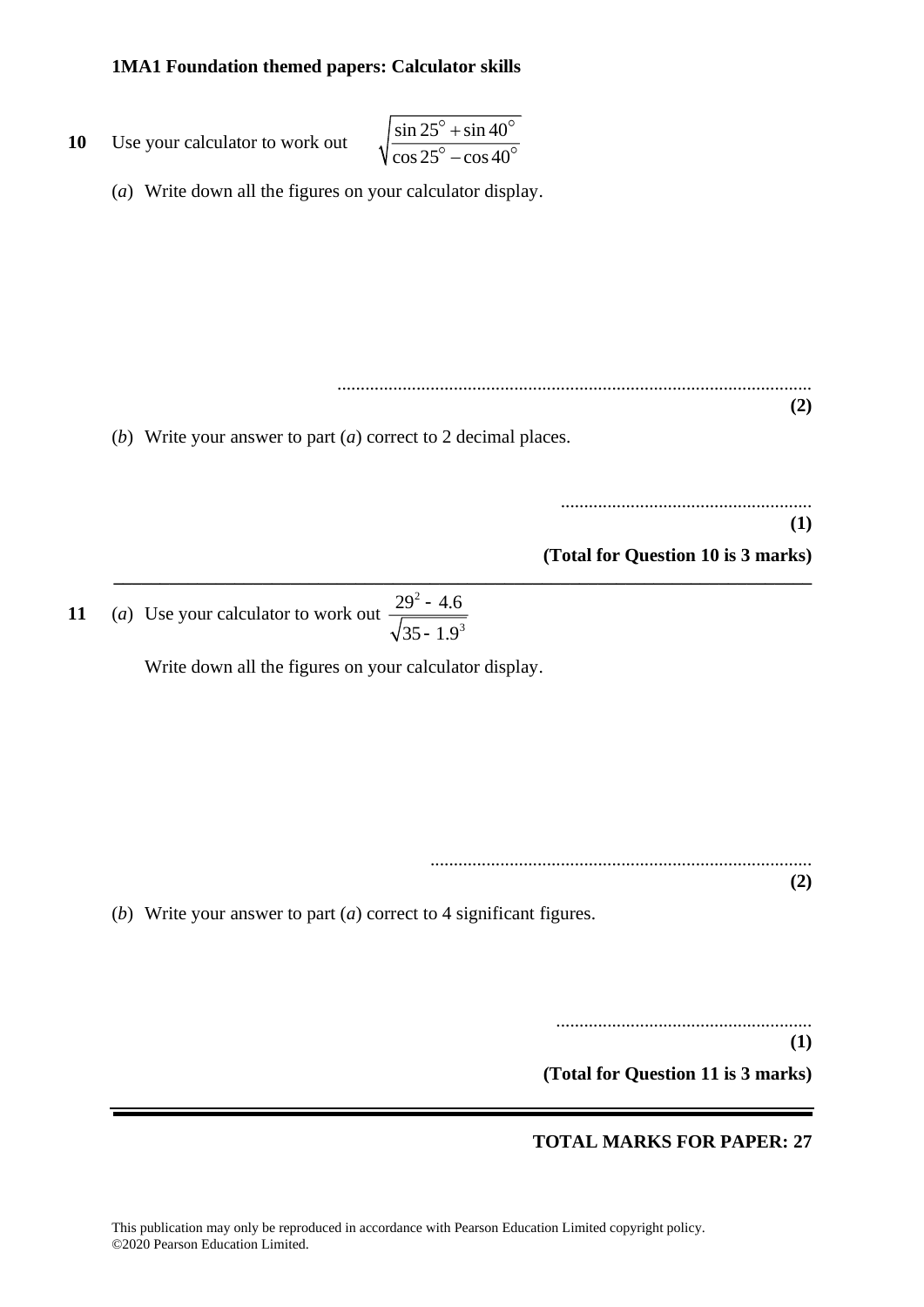**1MA1 Foundation themed papers: Calculator skills**

**10** Use your calculator to work out $\sqrt{\dfrac{\sin 25^\circ + \sin 40^\circ}{\cos 25^\circ - \cos 40^\circ}}$

(*a*) Write down all the figures on your calculator display.

.......................................................................................................
**(2)**

(*b*) Write your answer to part (*a*) correct to 2 decimal places.

......................................................
**(1)**

**(Total for Question 10 is 3 marks)**

---

**11** (*a*) Use your calculator to work out $\dfrac{29^2 - 4.6}{\sqrt{35 - 1.9^3}}$

Write down all the figures on your calculator display.

..................................................................................
**(2)**

(*b*) Write your answer to part (*a*) correct to 4 significant figures.

.......................................................
**(1)**

**(Total for Question 11 is 3 marks)**

---

**TOTAL MARKS FOR PAPER: 27**

This publication may only be reproduced in accordance with Pearson Education Limited copyright policy.
©2020 Pearson Education Limited.